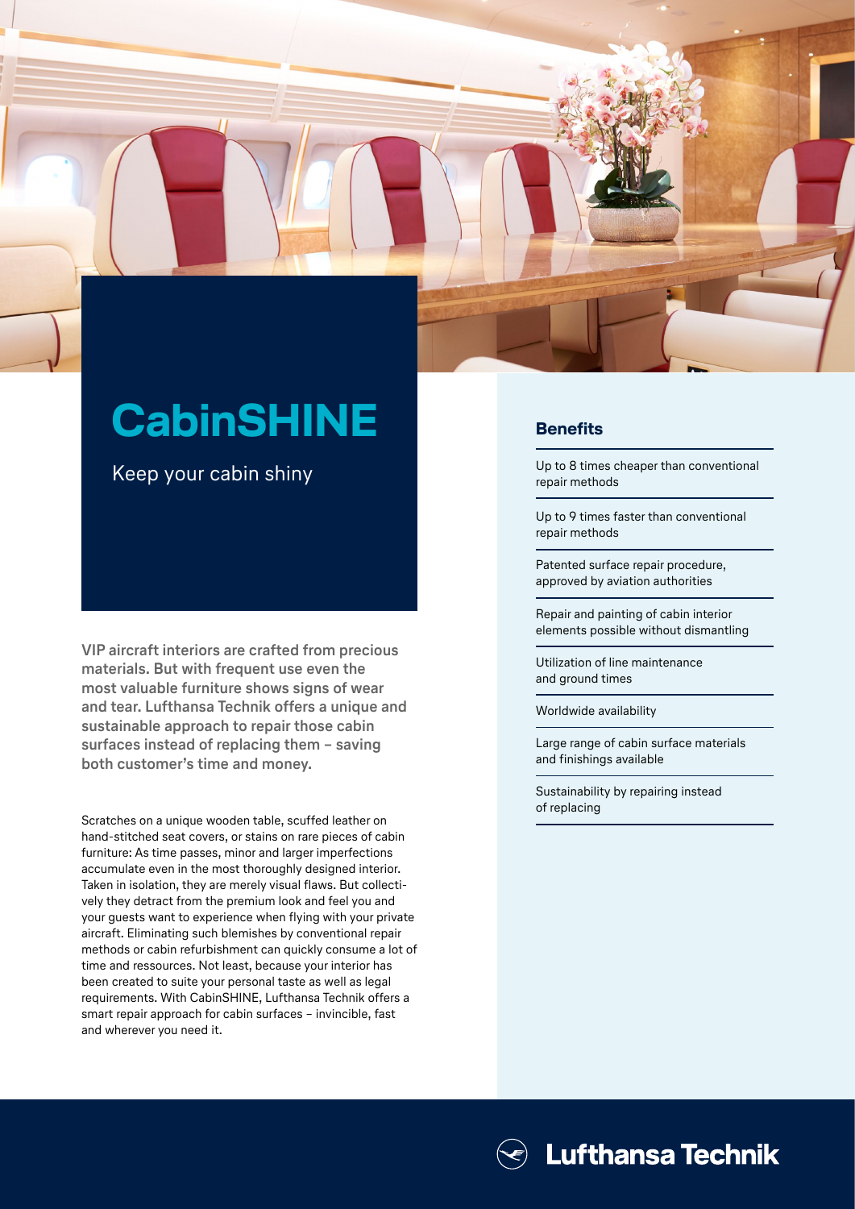# CabinSHINE

Keep your cabin shiny

**VIP aircraft interiors are crafted from precious materials. But with frequent use even the most valuable furniture shows signs of wear and tear. Lufthansa Technik offers a unique and sustainable approach to repair those cabin surfaces instead of replacing them – saving both customer's time and money.**

Scratches on a unique wooden table, scuffed leather on hand-stitched seat covers, or stains on rare pieces of cabin furniture: As time passes, minor and larger imperfections accumulate even in the most thoroughly designed interior. Taken in isolation, they are merely visual flaws. But collectively they detract from the premium look and feel you and your guests want to experience when flying with your private aircraft. Eliminating such blemishes by conventional repair methods or cabin refurbishment can quickly consume a lot of time and ressources. Not least, because your interior has been created to suit your personal taste as well as legal requirements. With CabinSHINE, Lufthansa Technik offers a smart repair approach for cabin surfaces – invincible, fast and wherever you need it.

## Benefits

- Up to 8 times cheaper than conventional repair methods
- Up to 9 times faster than conventional repair methods
- Patented surface repair procedure, approved by aviation authorities
- Repair and painting of cabin interior elements possible without dismantling
- Utilization of line maintenance and ground times
- Worldwide availability
- Large range of cabin surface materials and finishings available
- Sustainability by repairing instead of replacing

Lufthansa Technik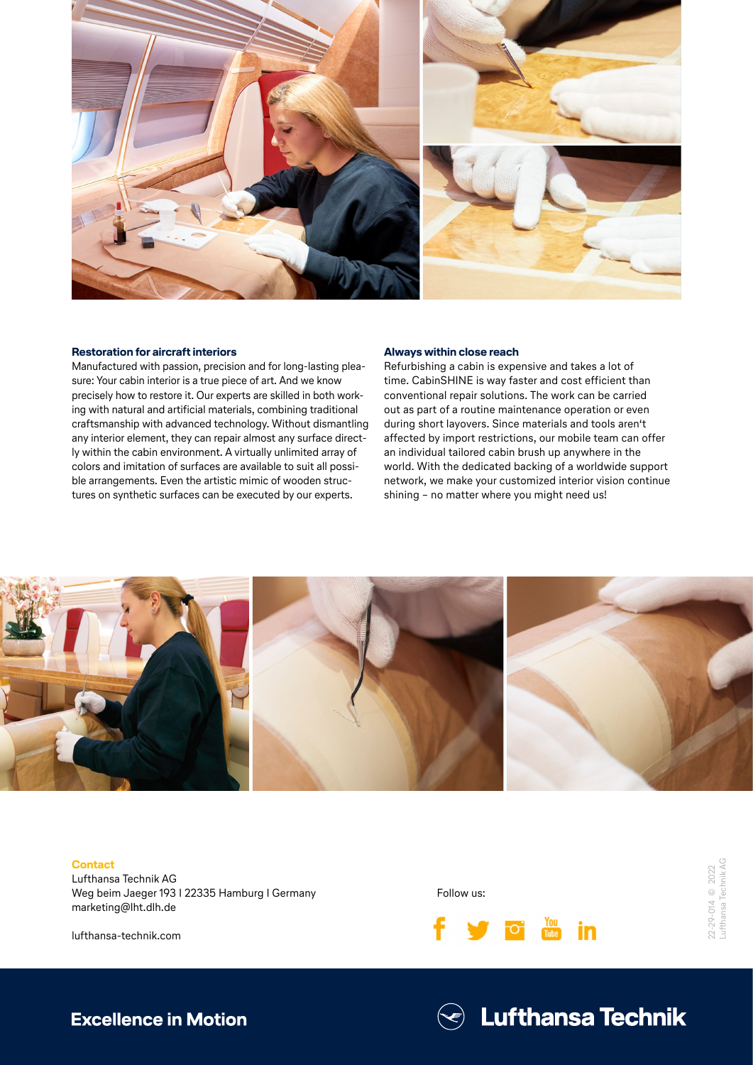### Restoration for aircraft interiors

Manufactured with passion, precision and for long-lasting pleasure: Your cabin interior is a true piece of art. And we know precisely how to restore it. Our experts are skilled in both working with natural and artificial materials, combining traditional craftsmanship with advanced technology. Without dismantling any interior element, they can repair almost any surface directly within the cabin environment. A virtually unlimited array of colors and imitation of surfaces are available to suit all possible arrangements. Even the artistic mimic of wooden structures on synthetic surfaces can be executed by our experts.

### Always within close reach

Refurbishing a cabin is expensive and takes a lot of time. CabinSHINE is way faster and cost efficient than conventional repair solutions. The work can be carried out as part of a routine maintenance operation or even during short layovers. Since materials and tools aren't affected by import restrictions, our mobile team can offer an individual tailored cabin brush up anywhere in the world. With the dedicated backing of a worldwide support network, we make your customized interior vision continue shining – no matter where you might need us!

**Contact**
Lufthansa Technik AG
Weg beim Jaeger 193 I 22335 Hamburg I Germany
marketing@lht.dlh.de

lufthansa-technik.com

Follow us:

22-29-014 © 2022 Lufthansa Technik AG

**Excellence in Motion**

**Lufthansa Technik**